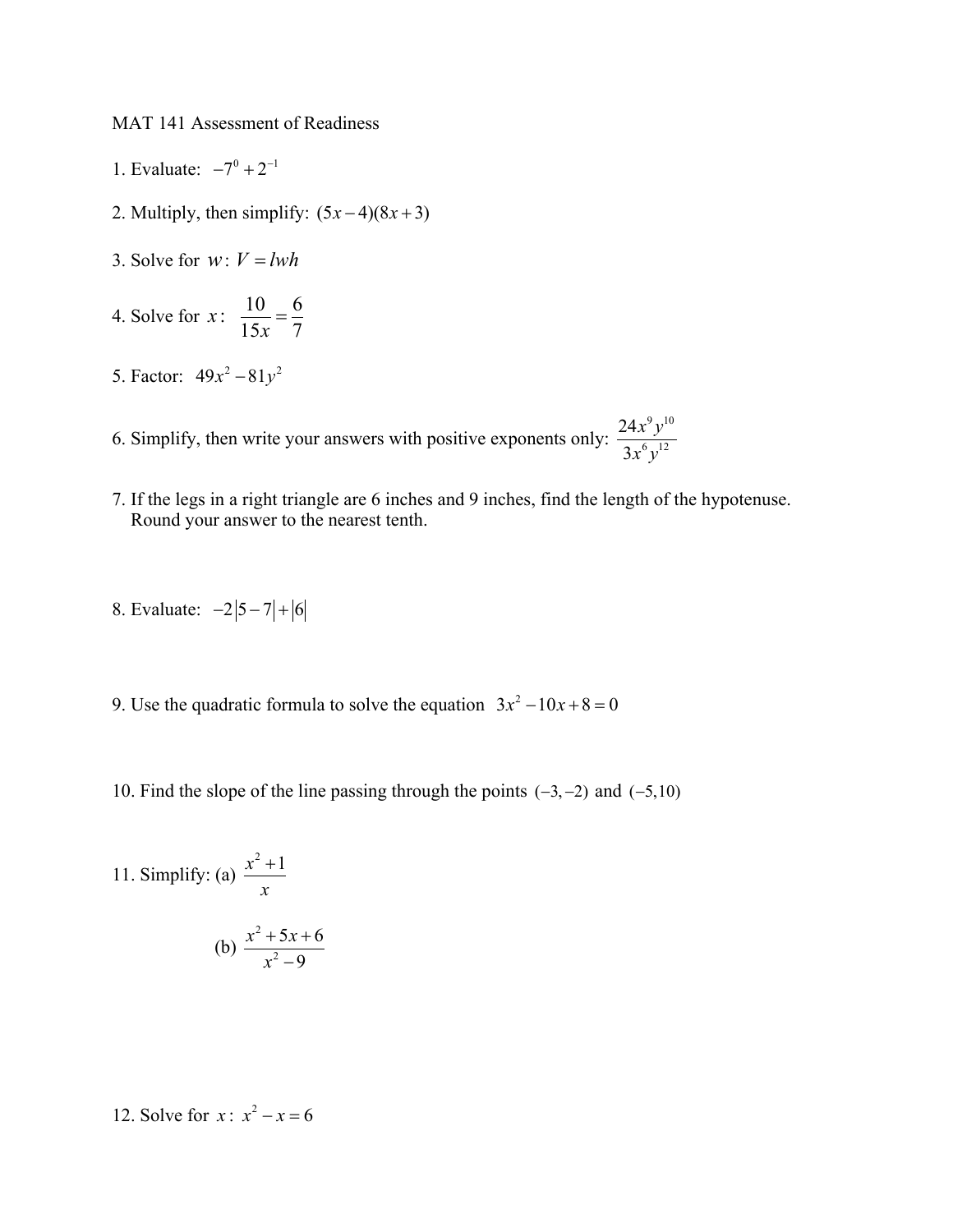MAT 141 Assessment of Readiness

1. Evaluate: $-7^0 + 2^{-1}$

2. Multiply, then simplify: $(5x-4)(8x+3)$

3. Solve for $w$: $V = lwh$

4. Solve for $x$: $\dfrac{10}{15x} = \dfrac{6}{7}$

5. Factor: $49x^2 - 81y^2$

6. Simplify, then write your answers with positive exponents only: $\dfrac{24x^9y^{10}}{3x^6y^{12}}$

7. If the legs in a right triangle are 6 inches and 9 inches, find the length of the hypotenuse. Round your answer to the nearest tenth.

8. Evaluate: $-2|5-7|+|6|$

9. Use the quadratic formula to solve the equation $3x^2 - 10x + 8 = 0$

10. Find the slope of the line passing through the points $(-3,-2)$ and $(-5,10)$

11. Simplify: (a) $\dfrac{x^2+1}{x}$

(b) $\dfrac{x^2+5x+6}{x^2-9}$

12. Solve for $x$: $x^2 - x = 6$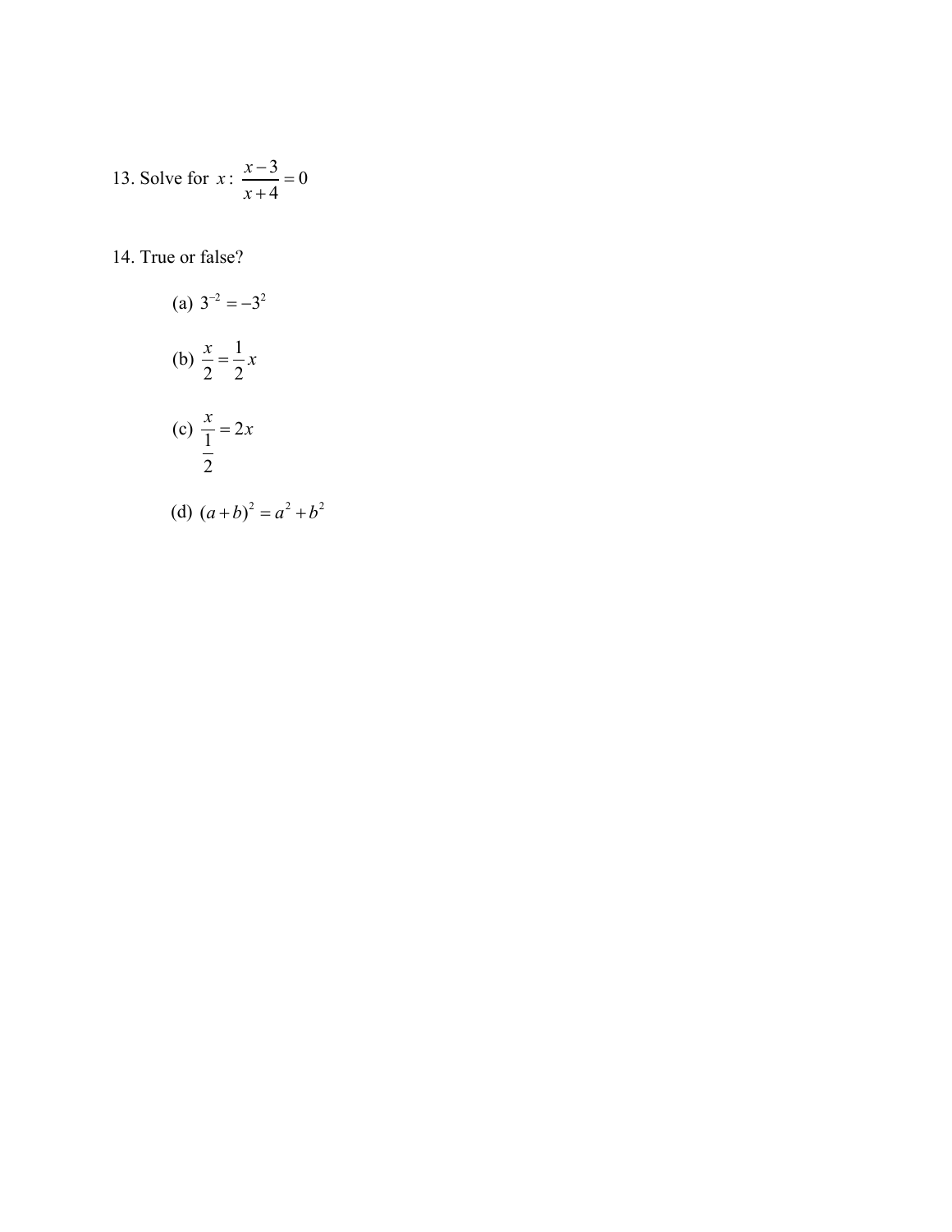13. Solve for $x$: $\dfrac{x-3}{x+4}=0$

14. True or false?

(a) $3^{-2}=-3^{2}$

(b) $\dfrac{x}{2}=\dfrac{1}{2}x$

(c) $\dfrac{x}{\frac{1}{2}}=2x$

(d) $(a+b)^{2}=a^{2}+b^{2}$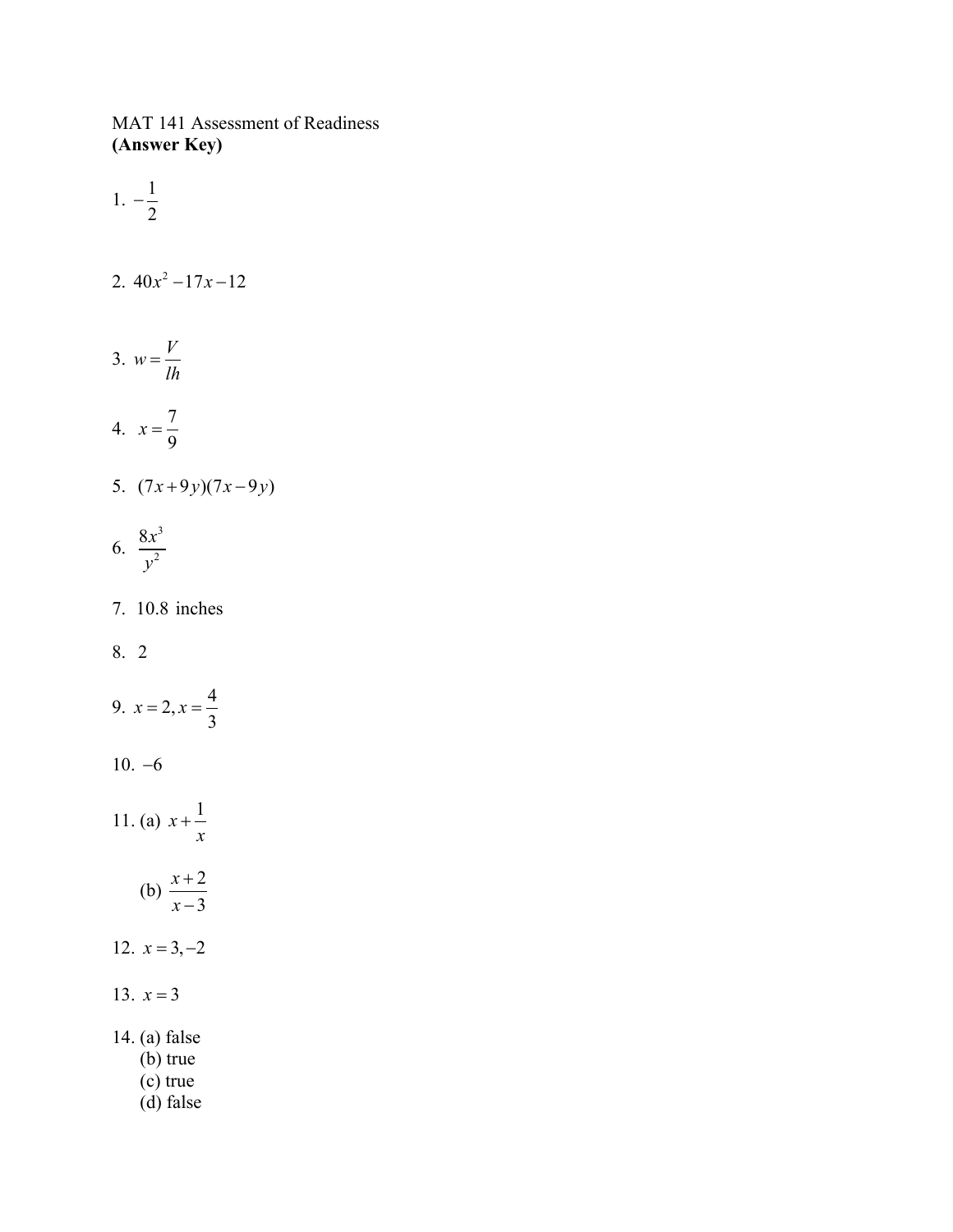MAT 141 Assessment of Readiness
**(Answer Key)**

1. $-\dfrac{1}{2}$

2. $40x^2 - 17x - 12$

3. $w = \dfrac{V}{lh}$

4. $x = \dfrac{7}{9}$

5. $(7x + 9y)(7x - 9y)$

6. $\dfrac{8x^3}{y^2}$

7. 10.8 inches

8. 2

9. $x = 2, x = \dfrac{4}{3}$

10. $-6$

11. (a) $x + \dfrac{1}{x}$

    (b) $\dfrac{x+2}{x-3}$

12. $x = 3, -2$

13. $x = 3$

14. (a) false
    (b) true
    (c) true
    (d) false